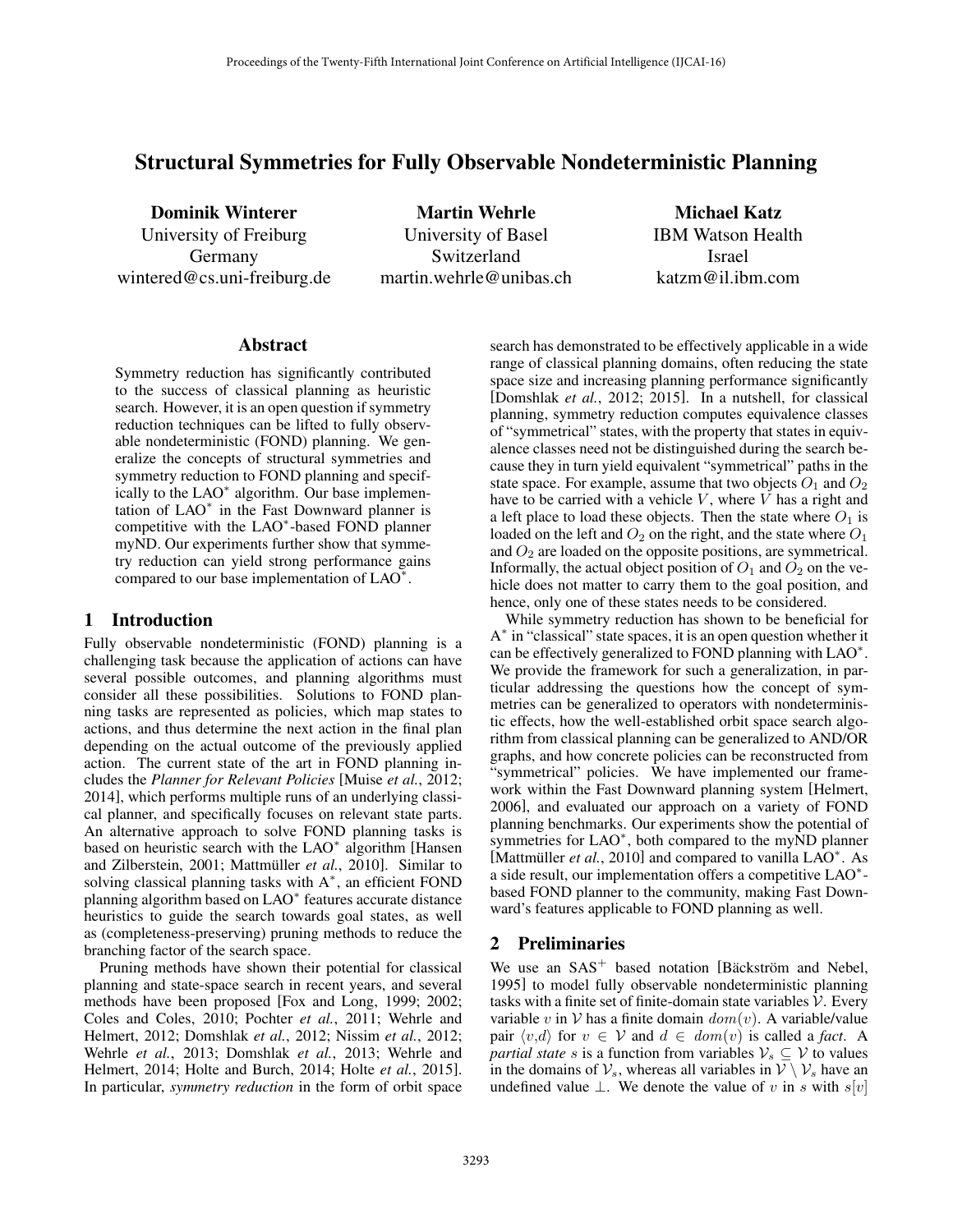# Structural Symmetries for Fully Observable Nondeterministic Planning

**Dominik Winterer**
University of Freiburg
Germany
wintered@cs.uni-freiburg.de

**Martin Wehrle**
University of Basel
Switzerland
martin.wehrle@unibas.ch

**Michael Katz**
IBM Watson Health
Israel
katzm@il.ibm.com

## Abstract

Symmetry reduction has significantly contributed to the success of classical planning as heuristic search. However, it is an open question if symmetry reduction techniques can be lifted to fully observable nondeterministic (FOND) planning. We generalize the concepts of structural symmetries and symmetry reduction to FOND planning and specifically to the LAO$^*$ algorithm. Our base implementation of LAO$^*$ in the Fast Downward planner is competitive with the LAO$^*$-based FOND planner myND. Our experiments further show that symmetry reduction can yield strong performance gains compared to our base implementation of LAO$^*$.

## 1 Introduction

Fully observable nondeterministic (FOND) planning is a challenging task because the application of actions can have several possible outcomes, and planning algorithms must consider all these possibilities. Solutions to FOND planning tasks are represented as policies, which map states to actions, and thus determine the next action in the final plan depending on the actual outcome of the previously applied action. The current state of the art in FOND planning includes the *Planner for Relevant Policies* [Muise *et al.*, 2012; 2014], which performs multiple runs of an underlying classical planner, and specifically focuses on relevant state parts. An alternative approach to solve FOND planning tasks is based on heuristic search with the LAO$^*$ algorithm [Hansen and Zilberstein, 2001; Mattmüller *et al.*, 2010]. Similar to solving classical planning tasks with A$^*$, an efficient FOND planning algorithm based on LAO$^*$ features accurate distance heuristics to guide the search towards goal states, as well as (completeness-preserving) pruning methods to reduce the branching factor of the search space.

Pruning methods have shown their potential for classical planning and state-space search in recent years, and several methods have been proposed [Fox and Long, 1999; 2002; Coles and Coles, 2010; Pochter *et al.*, 2011; Wehrle and Helmert, 2012; Domshlak *et al.*, 2012; Nissim *et al.*, 2012; Wehrle *et al.*, 2013; Domshlak *et al.*, 2013; Wehrle and Helmert, 2014; Holte and Burch, 2014; Holte *et al.*, 2015]. In particular, *symmetry reduction* in the form of orbit space search has demonstrated to be effectively applicable in a wide range of classical planning domains, often reducing the state space size and increasing planning performance significantly [Domshlak *et al.*, 2012; 2015]. In a nutshell, for classical planning, symmetry reduction computes equivalence classes of "symmetrical" states, with the property that states in equivalence classes need not be distinguished during the search because they in turn yield equivalent "symmetrical" paths in the state space. For example, assume that two objects $O_1$ and $O_2$ have to be carried with a vehicle $V$, where $V$ has a right and a left place to load these objects. Then the state where $O_1$ is loaded on the left and $O_2$ on the right, and the state where $O_1$ and $O_2$ are loaded on the opposite positions, are symmetrical. Informally, the actual object position of $O_1$ and $O_2$ on the vehicle does not matter to carry them to the goal position, and hence, only one of these states needs to be considered.

While symmetry reduction has shown to be beneficial for A$^*$ in "classical" state spaces, it is an open question whether it can be effectively generalized to FOND planning with LAO$^*$. We provide the framework for such a generalization, in particular addressing the questions how the concept of symmetries can be generalized to operators with nondeterministic effects, how the well-established orbit space search algorithm from classical planning can be generalized to AND/OR graphs, and how concrete policies can be reconstructed from "symmetrical" policies. We have implemented our framework within the Fast Downward planning system [Helmert, 2006], and evaluated our approach on a variety of FOND planning benchmarks. Our experiments show the potential of symmetries for LAO$^*$, both compared to the myND planner [Mattmüller *et al.*, 2010] and compared to vanilla LAO$^*$. As a side result, our implementation offers a competitive LAO$^*$-based FOND planner to the community, making Fast Downward's features applicable to FOND planning as well.

## 2 Preliminaries

We use an SAS$^+$ based notation [Bäckström and Nebel, 1995] to model fully observable nondeterministic planning tasks with a finite set of finite-domain state variables $\mathcal{V}$. Every variable $v$ in $\mathcal{V}$ has a finite domain $dom(v)$. A variable/value pair $\langle v,d \rangle$ for $v \in \mathcal{V}$ and $d \in dom(v)$ is called a *fact*. A *partial state* $s$ is a function from variables $\mathcal{V}_s \subseteq \mathcal{V}$ to values in the domains of $\mathcal{V}_s$, whereas all variables in $\mathcal{V} \setminus \mathcal{V}_s$ have an undefined value $\perp$. We denote the value of $v$ in $s$ with $s[v]$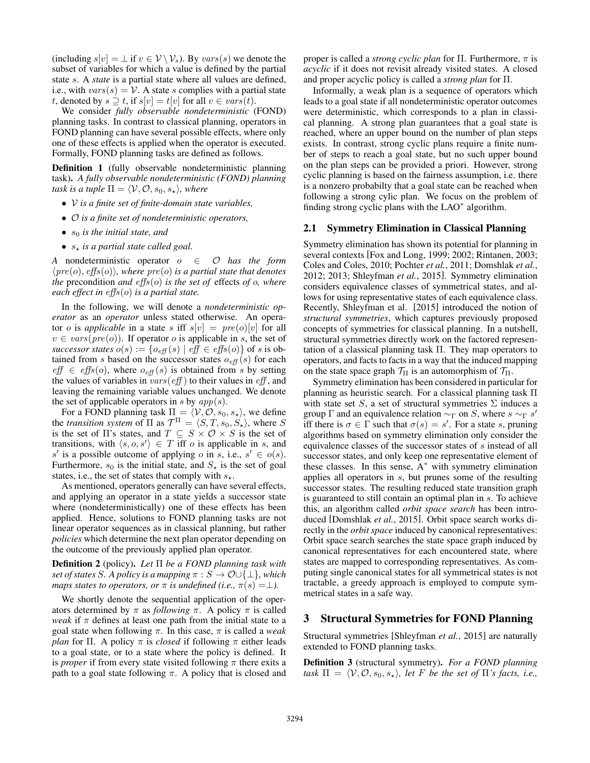(including $s[v] = \bot$ if $v \in \mathcal{V} \setminus \mathcal{V}_s$). By $vars(s)$ we denote the subset of variables for which a value is defined by the partial state $s$. A *state* is a partial state where all values are defined, i.e., with $vars(s) = \mathcal{V}$. A state $s$ complies with a partial state $t$, denoted by $s \supseteq t$, if $s[v] = t[v]$ for all $v \in vars(t)$.

We consider *fully observable nondeterministic* (FOND) planning tasks. In contrast to classical planning, operators in FOND planning can have several possible effects, where only one of these effects is applied when the operator is executed. Formally, FOND planning tasks are defined as follows.

**Definition 1** (fully observable nondeterministic planning task)**.** *A fully observable nondeterministic (FOND) planning task is a tuple $\Pi = \langle \mathcal{V}, \mathcal{O}, s_0, s_\star \rangle$, where*

- *$\mathcal{V}$ is a finite set of finite-domain state variables,*
- *$\mathcal{O}$ is a finite set of nondeterministic operators,*
- *$s_0$ is the initial state, and*
- *$s_\star$ is a partial state called goal.*

*A nondeterministic operator $o \in \mathcal{O}$ has the form $\langle pre(o), effs(o) \rangle$, where $pre(o)$ is a partial state that denotes the* precondition *and $effs(o)$ is the set of* effects *of $o$, where each effect in $effs(o)$ is a partial state.*

In the following, we will denote a *nondeterministic operator* as an *operator* unless stated otherwise. An operator $o$ is *applicable* in a state $s$ iff $s[v] = pre(o)[v]$ for all $v \in vars(pre(o))$. If operator $o$ is applicable in $s$, the set of *successor states* $o(s) := \{o_{eff}(s) \mid eff \in effs(o)\}$ of $s$ is obtained from $s$ based on the successor states $o_{eff}(s)$ for each $eff \in effs(o)$, where $o_{eff}(s)$ is obtained from $s$ by setting the values of variables in $vars(eff)$ to their values in $eff$, and leaving the remaining variable values unchanged. We denote the set of applicable operators in $s$ by $app(s)$.

For a FOND planning task $\Pi = \langle \mathcal{V}, \mathcal{O}, s_0, s_\star \rangle$, we define the *transition system* of $\Pi$ as $\mathcal{T}^\Pi = \langle S, T, s_0, S_\star \rangle$, where $S$ is the set of $\Pi$'s states, and $T \subseteq S \times \mathcal{O} \times S$ is the set of transitions, with $\langle s, o, s' \rangle \in T$ iff $o$ is applicable in $s$, and $s'$ is a possible outcome of applying $o$ in $s$, i.e., $s' \in o(s)$. Furthermore, $s_0$ is the initial state, and $S_\star$ is the set of goal states, i.e., the set of states that comply with $s_\star$.

As mentioned, operators generally can have several effects, and applying an operator in a state yields a successor state where (nondeterministically) one of these effects has been applied. Hence, solutions to FOND planning tasks are not linear operator sequences as in classical planning, but rather *policies* which determine the next plan operator depending on the outcome of the previously applied plan operator.

**Definition 2** (policy)**.** *Let $\Pi$ be a FOND planning task with set of states $S$. A policy is a mapping $\pi : S \to \mathcal{O} \cup \{\bot\}$, which maps states to operators, or $\pi$ is undefined (i.e., $\pi(s) = \bot$).*

We shortly denote the sequential application of the operators determined by $\pi$ as *following* $\pi$. A policy $\pi$ is called *weak* if $\pi$ defines at least one path from the initial state to a goal state when following $\pi$. In this case, $\pi$ is called a *weak plan* for $\Pi$. A policy $\pi$ is *closed* if following $\pi$ either leads to a goal state, or to a state where the policy is defined. It is *proper* if from every state visited following $\pi$ there exits a path to a goal state following $\pi$. A policy that is closed and proper is called a *strong cyclic plan* for $\Pi$. Furthermore, $\pi$ is *acyclic* if it does not revisit already visited states. A closed and proper acyclic policy is called a *strong plan* for $\Pi$.

Informally, a weak plan is a sequence of operators which leads to a goal state if all nondeterministic operator outcomes were deterministic, which corresponds to a plan in classical planning. A strong plan guarantees that a goal state is reached, where an upper bound on the number of plan steps exists. In contrast, strong cyclic plans require a finite number of steps to reach a goal state, but no such upper bound on the plan steps can be provided a priori. However, strong cyclic planning is based on the fairness assumption, i.e. there is a nonzero probabilty that a goal state can be reached when following a strong cylic plan. We focus on the problem of finding strong cyclic plans with the LAO$^*$ algorithm.

## 2.1 Symmetry Elimination in Classical Planning

Symmetry elimination has shown its potential for planning in several contexts [Fox and Long, 1999; 2002; Rintanen, 2003; Coles and Coles, 2010; Pochter *et al.*, 2011; Domshlak *et al.*, 2012; 2013; Shleyfman *et al.*, 2015]. Symmetry elimination considers equivalence classes of symmetrical states, and allows for using representative states of each equivalence class. Recently, Shleyfman et al. [2015] introduced the notion of *structural symmetries*, which captures previously proposed concepts of symmetries for classical planning. In a nutshell, structural symmetries directly work on the factored representation of a classical planning task $\Pi$. They map operators to operators, and facts to facts in a way that the induced mapping on the state space graph $\mathcal{T}_\Pi$ is an automorphism of $\mathcal{T}_\Pi$.

Symmetry elimination has been considered in particular for planning as heuristic search. For a classical planning task $\Pi$ with state set $S$, a set of structural symmetries $\Sigma$ induces a group $\Gamma$ and an equivalence relation $\sim_\Gamma$ on $S$, where $s \sim_\Gamma s'$ iff there is $\sigma \in \Gamma$ such that $\sigma(s) = s'$. For a state $s$, pruning algorithms based on symmetry elimination only consider the equivalence classes of the successor states of $s$ instead of all successor states, and only keep one representative element of these classes. In this sense, A$^*$ with symmetry elimination applies all operators in $s$, but prunes some of the resulting successor states. The resulting reduced state transition graph is guaranteed to still contain an optimal plan in $s$. To achieve this, an algorithm called *orbit space search* has been introduced [Domshlak *et al.*, 2015]. Orbit space search works directly in the *orbit space* induced by canonical representatives: Orbit space search searches the state space graph induced by canonical representatives for each encountered state, where states are mapped to corresponding representatives. As computing single canonical states for all symmetrical states is not tractable, a greedy approach is employed to compute symmetrical states in a safe way.

# 3 Structural Symmetries for FOND Planning

Structural symmetries [Shleyfman *et al.*, 2015] are naturally extended to FOND planning tasks.

**Definition 3** (structural symmetry)**.** *For a FOND planning task $\Pi = \langle \mathcal{V}, \mathcal{O}, s_0, s_\star \rangle$, let $F$ be the set of $\Pi$'s facts, i.e.,*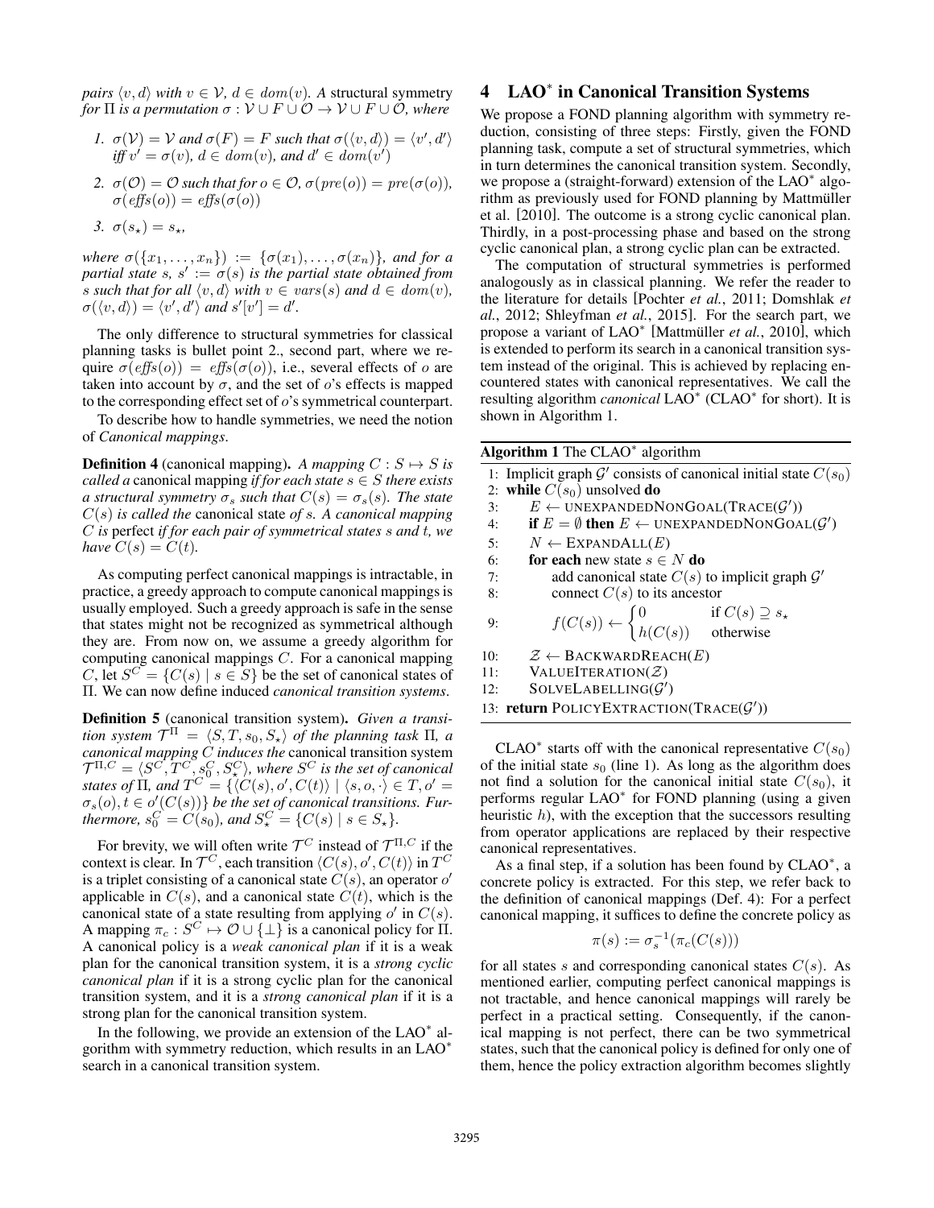*pairs* $\langle v, d\rangle$ *with* $v \in \mathcal{V}$*,* $d \in dom(v)$*. A* structural symmetry *for* $\Pi$ *is a permutation* $\sigma : \mathcal{V} \cup F \cup \mathcal{O} \to \mathcal{V} \cup F \cup \mathcal{O}$*, where*

1. $\sigma(\mathcal{V}) = \mathcal{V}$ *and* $\sigma(F) = F$ *such that* $\sigma(\langle v, d\rangle) = \langle v', d'\rangle$ *iff* $v' = \sigma(v)$*,* $d \in dom(v)$*, and* $d' \in dom(v')$
2. $\sigma(\mathcal{O}) = \mathcal{O}$ *such that for* $o \in \mathcal{O}$*,* $\sigma(pre(o)) = pre(\sigma(o))$*,* $\sigma(effs(o)) = effs(\sigma(o))$
3. $\sigma(s_\star) = s_\star$*,*

*where* $\sigma(\{x_1, \ldots, x_n\}) := \{\sigma(x_1), \ldots, \sigma(x_n)\}$*, and for a partial state* $s$*,* $s' := \sigma(s)$ *is the partial state obtained from* $s$ *such that for all* $\langle v, d\rangle$ *with* $v \in vars(s)$ *and* $d \in dom(v)$*,* $\sigma(\langle v, d\rangle) = \langle v', d'\rangle$ *and* $s'[v'] = d'$*.*

The only difference to structural symmetries for classical planning tasks is bullet point 2., second part, where we require $\sigma(effs(o)) = effs(\sigma(o))$, i.e., several effects of $o$ are taken into account by $\sigma$, and the set of $o$'s effects is mapped to the corresponding effect set of $o$'s symmetrical counterpart.

To describe how to handle symmetries, we need the notion of *Canonical mappings*.

**Definition 4** (canonical mapping)**.** *A mapping* $C : S \mapsto S$ *is called a* canonical mapping *if for each state* $s \in S$ *there exists a structural symmetry* $\sigma_s$ *such that* $C(s) = \sigma_s(s)$*. The state* $C(s)$ *is called the* canonical state *of* $s$*. A canonical mapping* $C$ *is* perfect *if for each pair of symmetrical states* $s$ *and* $t$*, we have* $C(s) = C(t)$*.*

As computing perfect canonical mappings is intractable, in practice, a greedy approach to compute canonical mappings is usually employed. Such a greedy approach is safe in the sense that states might not be recognized as symmetrical although they are. From now on, we assume a greedy algorithm for computing canonical mappings $C$. For a canonical mapping $C$, let $S^C = \{C(s) \mid s \in S\}$ be the set of canonical states of $\Pi$. We can now define induced *canonical transition systems*.

**Definition 5** (canonical transition system)**.** *Given a transition system* $\mathcal{T}^\Pi = \langle S, T, s_0, S_\star\rangle$ *of the planning task* $\Pi$*, a canonical mapping* $C$ *induces the* canonical transition system $\mathcal{T}^{\Pi,C} = \langle S^C, T^C, s_0^C, S_\star^C\rangle$*, where* $S^C$ *is the set of canonical states of* $\Pi$*, and* $T^C = \{\langle C(s), o', C(t)\rangle \mid \langle s, o, \cdot\rangle \in T, o' = \sigma_s(o), t \in o'(C(s))\}$ *be the set of canonical transitions. Furthermore,* $s_0^C = C(s_0)$*, and* $S_\star^C = \{C(s) \mid s \in S_\star\}$*.*

For brevity, we will often write $\mathcal{T}^C$ instead of $\mathcal{T}^{\Pi,C}$ if the context is clear. In $\mathcal{T}^C$, each transition $\langle C(s), o', C(t)\rangle$ in $T^C$ is a triplet consisting of a canonical state $C(s)$, an operator $o'$ applicable in $C(s)$, and a canonical state $C(t)$, which is the canonical state of a state resulting from applying $o'$ in $C(s)$. A mapping $\pi_c : S^C \mapsto \mathcal{O} \cup \{\bot\}$ is a canonical policy for $\Pi$. A canonical policy is a *weak canonical plan* if it is a weak plan for the canonical transition system, it is a *strong cyclic canonical plan* if it is a strong cyclic plan for the canonical transition system, and it is a *strong canonical plan* if it is a strong plan for the canonical transition system.

In the following, we provide an extension of the LAO$^*$ algorithm with symmetry reduction, which results in an LAO$^*$ search in a canonical transition system.

## 4 LAO$^*$ in Canonical Transition Systems

We propose a FOND planning algorithm with symmetry reduction, consisting of three steps: Firstly, given the FOND planning task, compute a set of structural symmetries, which in turn determines the canonical transition system. Secondly, we propose a (straight-forward) extension of the LAO$^*$ algorithm as previously used for FOND planning by Mattmüller et al. [2010]. The outcome is a strong cyclic canonical plan. Thirdly, in a post-processing phase and based on the strong cyclic canonical plan, a strong cyclic plan can be extracted.

The computation of structural symmetries is performed analogously as in classical planning. We refer the reader to the literature for details [Pochter *et al.*, 2011; Domshlak *et al.*, 2012; Shleyfman *et al.*, 2015]. For the search part, we propose a variant of LAO$^*$ [Mattmüller *et al.*, 2010], which is extended to perform its search in a canonical transition system instead of the original. This is achieved by replacing encountered states with canonical representatives. We call the resulting algorithm *canonical* LAO$^*$ (CLAO$^*$ for short). It is shown in Algorithm 1.

**Algorithm 1** The CLAO$^*$ algorithm

```
1: Implicit graph G' consists of canonical initial state C(s_0)
2: while C(s_0) unsolved do
3:     E ← UNEXPANDEDNONGOAL(TRACE(G'))
4:     if E = ∅ then E ← UNEXPANDEDNONGOAL(G')
5:     N ← EXPANDALL(E)
6:     for each new state s ∈ N do
7:         add canonical state C(s) to implicit graph G'
8:         connect C(s) to its ancestor
9:         f(C(s)) ← 0       if C(s) ⊇ s_⋆
                     h(C(s))  otherwise
10:    Z ← BACKWARDREACH(E)
11:    VALUEITERATION(Z)
12:    SOLVELABELLING(G')
13: return POLICYEXTRACTION(TRACE(G'))
```

CLAO$^*$ starts off with the canonical representative $C(s_0)$ of the initial state $s_0$ (line 1). As long as the algorithm does not find a solution for the canonical initial state $C(s_0)$, it performs regular LAO$^*$ for FOND planning (using a given heuristic $h$), with the exception that the successors resulting from operator applications are replaced by their respective canonical representatives.

As a final step, if a solution has been found by CLAO$^*$, a concrete policy is extracted. For this step, we refer back to the definition of canonical mappings (Def. 4): For a perfect canonical mapping, it suffices to define the concrete policy as

$$\pi(s) := \sigma_s^{-1}(\pi_c(C(s)))$$

for all states $s$ and corresponding canonical states $C(s)$. As mentioned earlier, computing perfect canonical mappings is not tractable, and hence canonical mappings will rarely be perfect in a practical setting. Consequently, if the canonical mapping is not perfect, there can be two symmetrical states, such that the canonical policy is defined for only one of them, hence the policy extraction algorithm becomes slightly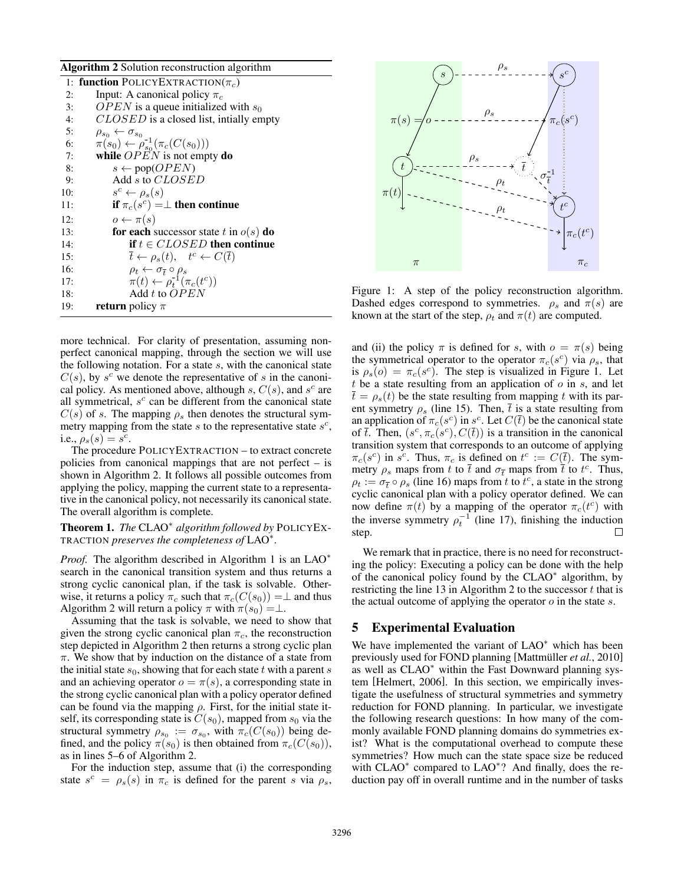**Algorithm 2** Solution reconstruction algorithm

```
1: function POLICYEXTRACTION(π_c)
2:     Input: A canonical policy π_c
3:     OPEN is a queue initialized with s_0
4:     CLOSED is a closed list, intially empty
5:     ρ_{s_0} ← σ_{s_0}
6:     π(s_0) ← ρ_{s_0}^{-1}(π_c(C(s_0)))
7:     while OPEN is not empty do
8:         s ← pop(OPEN)
9:         Add s to CLOSED
10:        s^c ← ρ_s(s)
11:        if π_c(s^c) =⊥ then continue
12:        o ← π(s)
13:        for each successor state t in o(s) do
14:            if t ∈ CLOSED then continue
15:            t̄ ← ρ_s(t),   t^c ← C(t̄)
16:            ρ_t ← σ_t̄ ∘ ρ_s
17:            π(t) ← ρ_t^{-1}(π_c(t^c))
18:            Add t to OPEN
19:    return policy π
```

more technical. For clarity of presentation, assuming non-perfect canonical mapping, through the section we will use the following notation. For a state $s$, with the canonical state $C(s)$, by $s^c$ we denote the representative of $s$ in the canonical policy. As mentioned above, although $s$, $C(s)$, and $s^c$ are all symmetrical, $s^c$ can be different from the canonical state $C(s)$ of $s$. The mapping $\rho_s$ then denotes the structural symmetry mapping from the state $s$ to the representative state $s^c$, i.e., $\rho_s(s) = s^c$.

The procedure POLICYEXTRACTION – to extract concrete policies from canonical mappings that are not perfect – is shown in Algorithm 2. It follows all possible outcomes from applying the policy, mapping the current state to a representative in the canonical policy, not necessarily its canonical state. The overall algorithm is complete.

**Theorem 1.** *The* CLAO$^*$ *algorithm followed by* POLICYEXTRACTION *preserves the completeness of* LAO$^*$.

*Proof.* The algorithm described in Algorithm 1 is an LAO$^*$ search in the canonical transition system and thus returns a strong cyclic canonical plan, if the task is solvable. Otherwise, it returns a policy $\pi_c$ such that $\pi_c(C(s_0)) =\perp$ and thus Algorithm 2 will return a policy $\pi$ with $\pi(s_0) =\perp$.

Assuming that the task is solvable, we need to show that given the strong cyclic canonical plan $\pi_c$, the reconstruction step depicted in Algorithm 2 then returns a strong cyclic plan $\pi$. We show that by induction on the distance of a state from the initial state $s_0$, showing that for each state $t$ with a parent $s$ and an achieving operator $o = \pi(s)$, a corresponding state in the strong cyclic canonical plan with a policy operator defined can be found via the mapping $\rho$. First, for the initial state itself, its corresponding state is $C(s_0)$, mapped from $s_0$ via the structural symmetry $\rho_{s_0} := \sigma_{s_0}$, with $\pi_c(C(s_0))$ being defined, and the policy $\pi(s_0)$ is then obtained from $\pi_c(C(s_0))$, as in lines 5–6 of Algorithm 2.

For the induction step, assume that (i) the corresponding state $s^c = \rho_s(s)$ in $\pi_c$ is defined for the parent $s$ via $\rho_s$, and (ii) the policy $\pi$ is defined for $s$, with $o = \pi(s)$ being the symmetrical operator to the operator $\pi_c(s^c)$ via $\rho_s$, that is $\rho_s(o) = \pi_c(s^c)$. The step is visualized in Figure 1. Let $t$ be a state resulting from an application of $o$ in $s$, and let $\overline{t} = \rho_s(t)$ be the state resulting from mapping $t$ with its parent symmetry $\rho_s$ (line 15). Then, $\overline{t}$ is a state resulting from an application of $\pi_c(s^c)$ in $s^c$. Let $C(\overline{t})$ be the canonical state of $\overline{t}$. Then, $(s^c, \pi_c(s^c), C(\overline{t}))$ is a transition in the canonical transition system that corresponds to an outcome of applying $\pi_c(s^c)$ in $s^c$. Thus, $\pi_c$ is defined on $t^c := C(\overline{t})$. The symmetry $\rho_s$ maps from $t$ to $\overline{t}$ and $\sigma_{\overline{t}}$ maps from $\overline{t}$ to $t^c$. Thus, $\rho_t := \sigma_{\overline{t}} \circ \rho_s$ (line 16) maps from $t$ to $t^c$, a state in the strong cyclic canonical plan with a policy operator defined. We can now define $\pi(t)$ by a mapping of the operator $\pi_c(t^c)$ with the inverse symmetry $\rho_t^{-1}$ (line 17), finishing the induction step. □

Figure 1: A step of the policy reconstruction algorithm. Dashed edges correspond to symmetries. $\rho_s$ and $\pi(s)$ are known at the start of the step, $\rho_t$ and $\pi(t)$ are computed.

We remark that in practice, there is no need for reconstructing the policy: Executing a policy can be done with the help of the canonical policy found by the CLAO$^*$ algorithm, by restricting the line 13 in Algorithm 2 to the successor $t$ that is the actual outcome of applying the operator $o$ in the state $s$.

## 5 Experimental Evaluation

We have implemented the variant of LAO$^*$ which has been previously used for FOND planning [Mattmüller *et al.*, 2010] as well as CLAO$^*$ within the Fast Downward planning system [Helmert, 2006]. In this section, we empirically investigate the usefulness of structural symmetries and symmetry reduction for FOND planning. In particular, we investigate the following research questions: In how many of the commonly available FOND planning domains do symmetries exist? What is the computational overhead to compute these symmetries? How much can the state space size be reduced with CLAO$^*$ compared to LAO$^*$? And finally, does the reduction pay off in overall runtime and in the number of tasks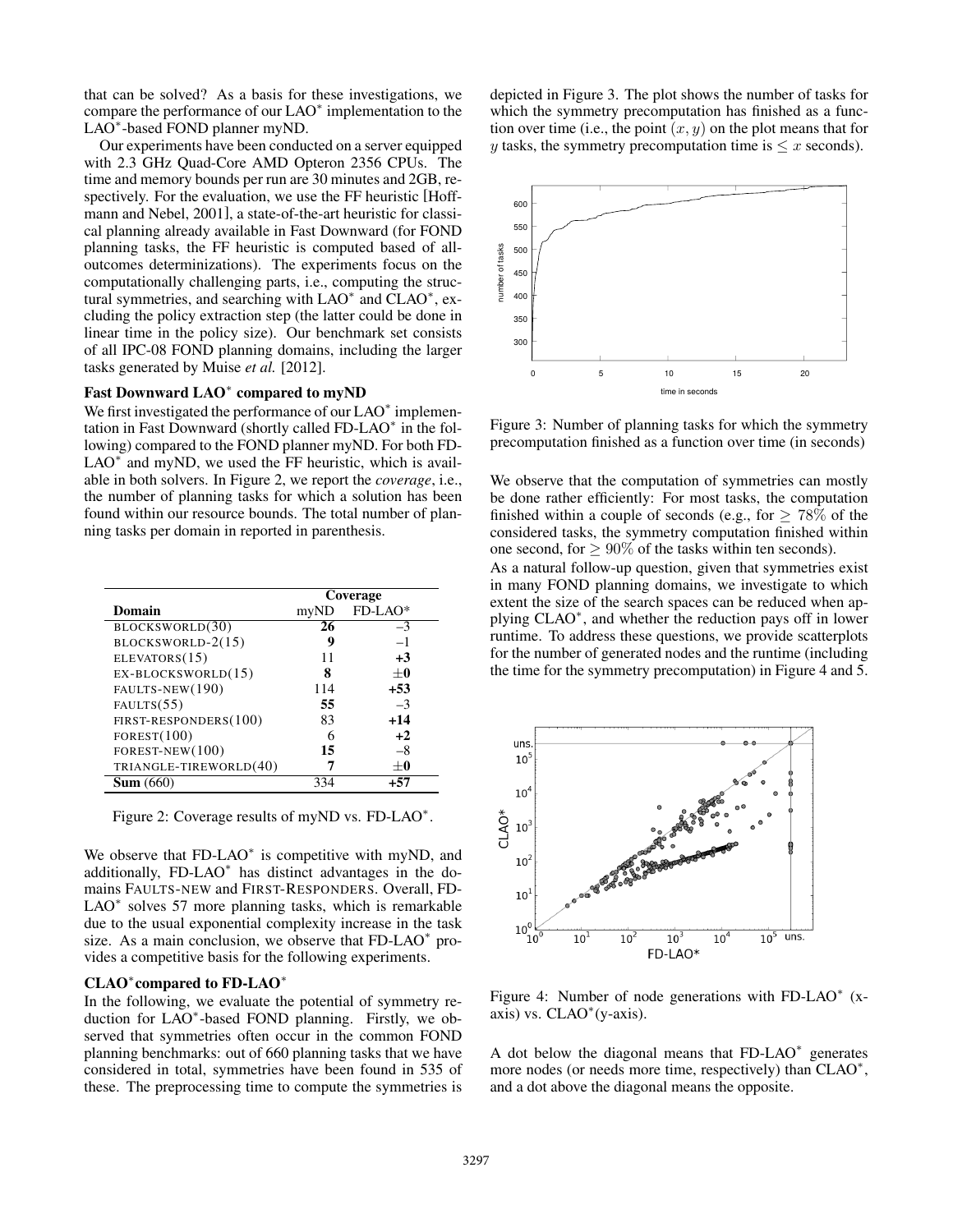that can be solved? As a basis for these investigations, we compare the performance of our LAO$^*$ implementation to the LAO$^*$-based FOND planner myND.

Our experiments have been conducted on a server equipped with 2.3 GHz Quad-Core AMD Opteron 2356 CPUs. The time and memory bounds per run are 30 minutes and 2GB, respectively. For the evaluation, we use the FF heuristic [Hoffmann and Nebel, 2001], a state-of-the-art heuristic for classical planning already available in Fast Downward (for FOND planning tasks, the FF heuristic is computed based of all-outcomes determinizations). The experiments focus on the computationally challenging parts, i.e., computing the structural symmetries, and searching with LAO$^*$ and CLAO$^*$, excluding the policy extraction step (the latter could be done in linear time in the policy size). Our benchmark set consists of all IPC-08 FOND planning domains, including the larger tasks generated by Muise *et al.* [2012].

### Fast Downward LAO$^*$ compared to myND

We first investigated the performance of our LAO$^*$ implementation in Fast Downward (shortly called FD-LAO$^*$ in the following) compared to the FOND planner myND. For both FD-LAO$^*$ and myND, we used the FF heuristic, which is available in both solvers. In Figure 2, we report the *coverage*, i.e., the number of planning tasks for which a solution has been found within our resource bounds. The total number of planning tasks per domain in reported in parenthesis.

| | Coverage | |
|---|---|---|
| **Domain** | myND | FD-LAO* |
| BLOCKSWORLD(30) | **26** | −3 |
| BLOCKSWORLD-2(15) | **9** | −1 |
| ELEVATORS(15) | 11 | **+3** |
| EX-BLOCKSWORLD(15) | **8** | **±0** |
| FAULTS-NEW(190) | 114 | **+53** |
| FAULTS(55) | **55** | −3 |
| FIRST-RESPONDERS(100) | 83 | **+14** |
| FOREST(100) | 6 | **+2** |
| FOREST-NEW(100) | **15** | −8 |
| TRIANGLE-TIREWORLD(40) | **7** | **±0** |
| **Sum** (660) | 334 | **+57** |

Figure 2: Coverage results of myND vs. FD-LAO$^*$.

We observe that FD-LAO$^*$ is competitive with myND, and additionally, FD-LAO$^*$ has distinct advantages in the domains FAULTS-NEW and FIRST-RESPONDERS. Overall, FD-LAO$^*$ solves 57 more planning tasks, which is remarkable due to the usual exponential complexity increase in the task size. As a main conclusion, we observe that FD-LAO$^*$ provides a competitive basis for the following experiments.

### CLAO$^*$ compared to FD-LAO$^*$

In the following, we evaluate the potential of symmetry reduction for LAO$^*$-based FOND planning. Firstly, we observed that symmetries often occur in the common FOND planning benchmarks: out of 660 planning tasks that we have considered in total, symmetries have been found in 535 of these. The preprocessing time to compute the symmetries is depicted in Figure 3. The plot shows the number of tasks for which the symmetry precomputation has finished as a function over time (i.e., the point $(x, y)$ on the plot means that for $y$ tasks, the symmetry precomputation time is $\leq x$ seconds).

600
550
500
450
400
350
300
number of tasks
0
5
10
15
20
time in seconds

Figure 3: Number of planning tasks for which the symmetry precomputation finished as a function over time (in seconds)

We observe that the computation of symmetries can mostly be done rather efficiently: For most tasks, the computation finished within a couple of seconds (e.g., for $\geq 78\%$ of the considered tasks, the symmetry computation finished within one second, for $\geq 90\%$ of the tasks within ten seconds).

As a natural follow-up question, given that symmetries exist in many FOND planning domains, we investigate to which extent the size of the search spaces can be reduced when applying CLAO$^*$, and whether the reduction pays off in lower runtime. To address these questions, we provide scatterplots for the number of generated nodes and the runtime (including the time for the symmetry precomputation) in Figure 4 and 5.

uns.
$10^5$
$10^4$
$10^3$
$10^2$
$10^1$
$10^0$
CLAO*
$10^0$
$10^1$
$10^2$
$10^3$
$10^4$
$10^5$
uns.
FD-LAO*

Figure 4: Number of node generations with FD-LAO$^*$ (x-axis) vs. CLAO$^*$(y-axis).

A dot below the diagonal means that FD-LAO$^*$ generates more nodes (or needs more time, respectively) than CLAO$^*$, and a dot above the diagonal means the opposite.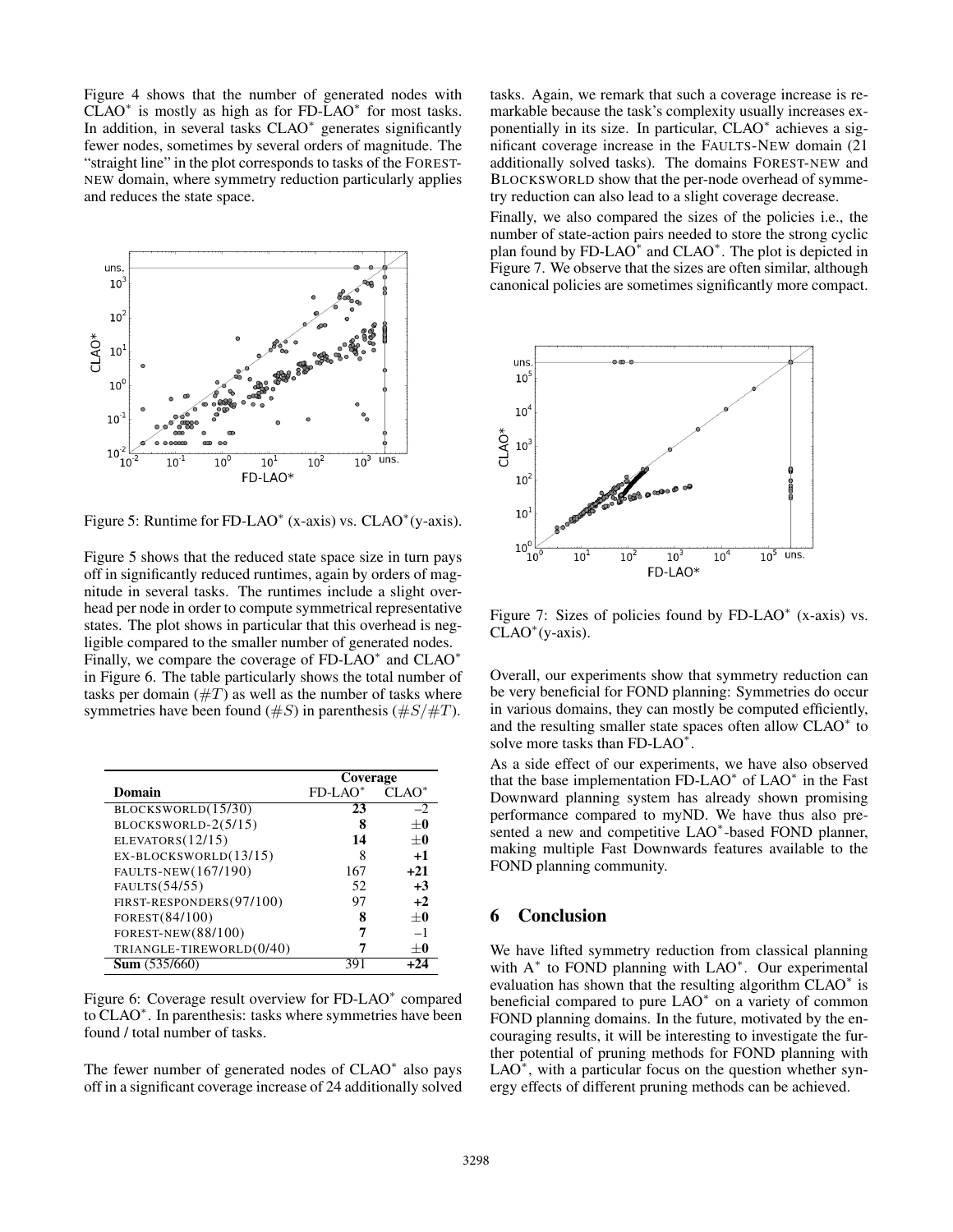Figure 4 shows that the number of generated nodes with CLAO* is mostly as high as for FD-LAO* for most tasks. In addition, in several tasks CLAO* generates significantly fewer nodes, sometimes by several orders of magnitude. The "straight line" in the plot corresponds to tasks of the FOREST-NEW domain, where symmetry reduction particularly applies and reduces the state space.

uns.
$10^3$
$10^2$
$10^1$
$10^0$
$10^{-1}$
$10^{-2}$
CLAO*
$10^{-2}$ $10^{-1}$ $10^0$ $10^1$ $10^2$ $10^3$ uns.
FD-LAO*

Figure 5: Runtime for FD-LAO* (x-axis) vs. CLAO*(y-axis).

Figure 5 shows that the reduced state space size in turn pays off in significantly reduced runtimes, again by orders of magnitude in several tasks. The runtimes include a slight overhead per node in order to compute symmetrical representative states. The plot shows in particular that this overhead is negligible compared to the smaller number of generated nodes.

Finally, we compare the coverage of FD-LAO* and CLAO* in Figure 6. The table particularly shows the total number of tasks per domain ($\#T$) as well as the number of tasks where symmetries have been found ($\#S$) in parenthesis ($\#S/\#T$).

| | Coverage | |
|---|---|---|
| **Domain** | FD-LAO* | CLAO* |
| BLOCKSWORLD(15/30) | **23** | −2 |
| BLOCKSWORLD-2(5/15) | **8** | **±0** |
| ELEVATORS(12/15) | **14** | **±0** |
| EX-BLOCKSWORLD(13/15) | 8 | **+1** |
| FAULTS-NEW(167/190) | 167 | **+21** |
| FAULTS(54/55) | 52 | **+3** |
| FIRST-RESPONDERS(97/100) | 97 | **+2** |
| FOREST(84/100) | **8** | **±0** |
| FOREST-NEW(88/100) | **7** | −1 |
| TRIANGLE-TIREWORLD(0/40) | **7** | **±0** |
| **Sum** (535/660) | 391 | **+24** |

Figure 6: Coverage result overview for FD-LAO* compared to CLAO*. In parenthesis: tasks where symmetries have been found / total number of tasks.

The fewer number of generated nodes of CLAO* also pays off in a significant coverage increase of 24 additionally solved tasks. Again, we remark that such a coverage increase is remarkable because the task's complexity usually increases exponentially in its size. In particular, CLAO* achieves a significant coverage increase in the FAULTS-NEW domain (21 additionally solved tasks). The domains FOREST-NEW and BLOCKSWORLD show that the per-node overhead of symmetry reduction can also lead to a slight coverage decrease.

Finally, we also compared the sizes of the policies i.e., the number of state-action pairs needed to store the strong cyclic plan found by FD-LAO* and CLAO*. The plot is depicted in Figure 7. We observe that the sizes are often similar, although canonical policies are sometimes significantly more compact.

uns.
$10^5$
$10^4$
$10^3$
$10^2$
$10^1$
$10^0$
CLAO*
$10^0$ $10^1$ $10^2$ $10^3$ $10^4$ $10^5$ uns.
FD-LAO*

Figure 7: Sizes of policies found by FD-LAO* (x-axis) vs. CLAO*(y-axis).

Overall, our experiments show that symmetry reduction can be very beneficial for FOND planning: Symmetries do occur in various domains, they can mostly be computed efficiently, and the resulting smaller state spaces often allow CLAO* to solve more tasks than FD-LAO*.

As a side effect of our experiments, we have also observed that the base implementation FD-LAO* of LAO* in the Fast Downward planning system has already shown promising performance compared to myND. We have thus also presented a new and competitive LAO*-based FOND planner, making multiple Fast Downwards features available to the FOND planning community.

## 6 Conclusion

We have lifted symmetry reduction from classical planning with A* to FOND planning with LAO*. Our experimental evaluation has shown that the resulting algorithm CLAO* is beneficial compared to pure LAO* on a variety of common FOND planning domains. In the future, motivated by the encouraging results, it will be interesting to investigate the further potential of pruning methods for FOND planning with LAO*, with a particular focus on the question whether synergy effects of different pruning methods can be achieved.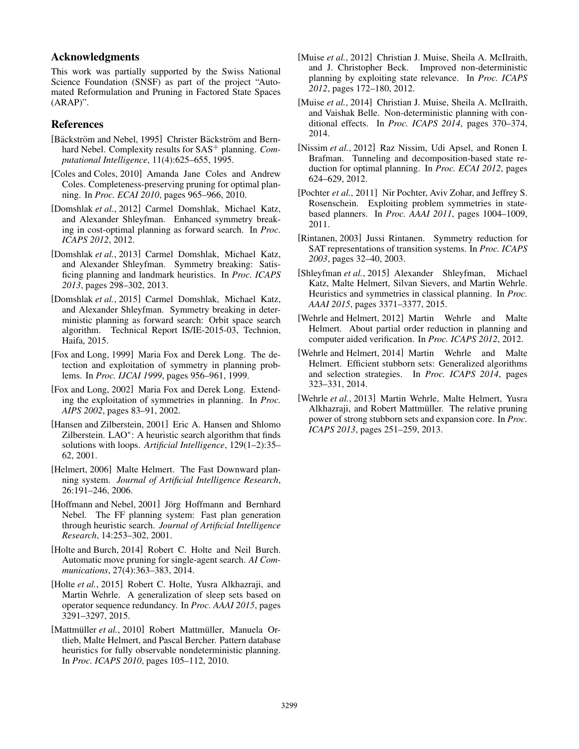## Acknowledgments

This work was partially supported by the Swiss National Science Foundation (SNSF) as part of the project "Automated Reformulation and Pruning in Factored State Spaces (ARAP)".

## References

[Bäckström and Nebel, 1995] Christer Bäckström and Bernhard Nebel. Complexity results for $SAS^+$ planning. *Computational Intelligence*, 11(4):625–655, 1995.

[Coles and Coles, 2010] Amanda Jane Coles and Andrew Coles. Completeness-preserving pruning for optimal planning. In *Proc. ECAI 2010*, pages 965–966, 2010.

[Domshlak *et al.*, 2012] Carmel Domshlak, Michael Katz, and Alexander Shleyfman. Enhanced symmetry breaking in cost-optimal planning as forward search. In *Proc. ICAPS 2012*, 2012.

[Domshlak *et al.*, 2013] Carmel Domshlak, Michael Katz, and Alexander Shleyfman. Symmetry breaking: Satisficing planning and landmark heuristics. In *Proc. ICAPS 2013*, pages 298–302, 2013.

[Domshlak *et al.*, 2015] Carmel Domshlak, Michael Katz, and Alexander Shleyfman. Symmetry breaking in deterministic planning as forward search: Orbit space search algorithm. Technical Report IS/IE-2015-03, Technion, Haifa, 2015.

[Fox and Long, 1999] Maria Fox and Derek Long. The detection and exploitation of symmetry in planning problems. In *Proc. IJCAI 1999*, pages 956–961, 1999.

[Fox and Long, 2002] Maria Fox and Derek Long. Extending the exploitation of symmetries in planning. In *Proc. AIPS 2002*, pages 83–91, 2002.

[Hansen and Zilberstein, 2001] Eric A. Hansen and Shlomo Zilberstein. LAO*: A heuristic search algorithm that finds solutions with loops. *Artificial Intelligence*, 129(1–2):35–62, 2001.

[Helmert, 2006] Malte Helmert. The Fast Downward planning system. *Journal of Artificial Intelligence Research*, 26:191–246, 2006.

[Hoffmann and Nebel, 2001] Jörg Hoffmann and Bernhard Nebel. The FF planning system: Fast plan generation through heuristic search. *Journal of Artificial Intelligence Research*, 14:253–302, 2001.

[Holte and Burch, 2014] Robert C. Holte and Neil Burch. Automatic move pruning for single-agent search. *AI Communications*, 27(4):363–383, 2014.

[Holte *et al.*, 2015] Robert C. Holte, Yusra Alkhazraji, and Martin Wehrle. A generalization of sleep sets based on operator sequence redundancy. In *Proc. AAAI 2015*, pages 3291–3297, 2015.

[Mattmüller *et al.*, 2010] Robert Mattmüller, Manuela Ortlieb, Malte Helmert, and Pascal Bercher. Pattern database heuristics for fully observable nondeterministic planning. In *Proc. ICAPS 2010*, pages 105–112, 2010.

[Muise *et al.*, 2012] Christian J. Muise, Sheila A. McIlraith, and J. Christopher Beck. Improved non-deterministic planning by exploiting state relevance. In *Proc. ICAPS 2012*, pages 172–180, 2012.

[Muise *et al.*, 2014] Christian J. Muise, Sheila A. McIlraith, and Vaishak Belle. Non-deterministic planning with conditional effects. In *Proc. ICAPS 2014*, pages 370–374, 2014.

[Nissim *et al.*, 2012] Raz Nissim, Udi Apsel, and Ronen I. Brafman. Tunneling and decomposition-based state reduction for optimal planning. In *Proc. ECAI 2012*, pages 624–629, 2012.

[Pochter *et al.*, 2011] Nir Pochter, Aviv Zohar, and Jeffrey S. Rosenschein. Exploiting problem symmetries in state-based planners. In *Proc. AAAI 2011*, pages 1004–1009, 2011.

[Rintanen, 2003] Jussi Rintanen. Symmetry reduction for SAT representations of transition systems. In *Proc. ICAPS 2003*, pages 32–40, 2003.

[Shleyfman *et al.*, 2015] Alexander Shleyfman, Michael Katz, Malte Helmert, Silvan Sievers, and Martin Wehrle. Heuristics and symmetries in classical planning. In *Proc. AAAI 2015*, pages 3371–3377, 2015.

[Wehrle and Helmert, 2012] Martin Wehrle and Malte Helmert. About partial order reduction in planning and computer aided verification. In *Proc. ICAPS 2012*, 2012.

[Wehrle and Helmert, 2014] Martin Wehrle and Malte Helmert. Efficient stubborn sets: Generalized algorithms and selection strategies. In *Proc. ICAPS 2014*, pages 323–331, 2014.

[Wehrle *et al.*, 2013] Martin Wehrle, Malte Helmert, Yusra Alkhazraji, and Robert Mattmüller. The relative pruning power of strong stubborn sets and expansion core. In *Proc. ICAPS 2013*, pages 251–259, 2013.